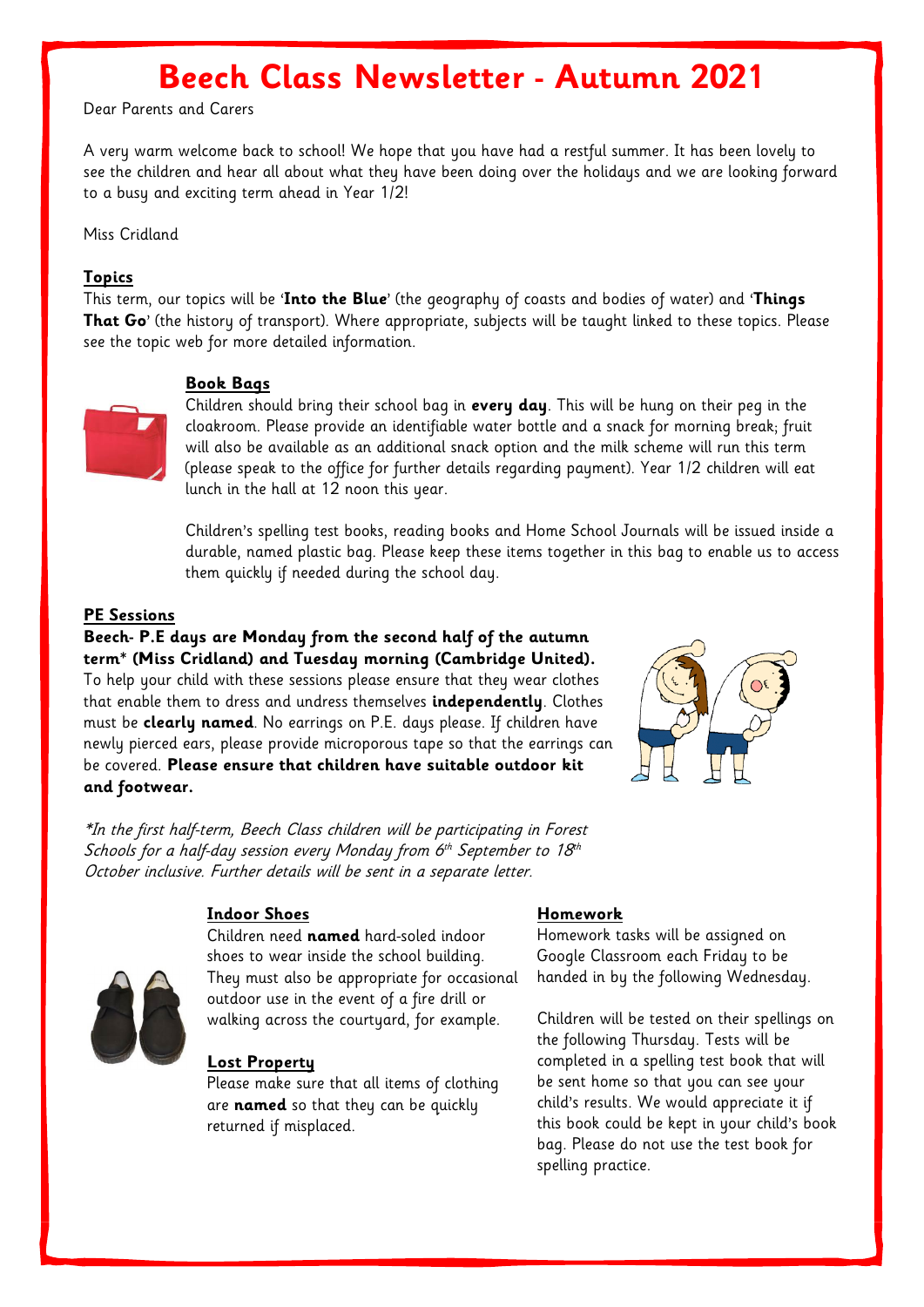# Beech Class Newsletter - Autumn 2021

Dear Parents and Carers

A very warm welcome back to school! We hope that you have had a restful summer. It has been lovely to see the children and hear all about what they have been doing over the holidays and we are looking forward to a busy and exciting term ahead in Year 1/2!

Miss Cridland

## Topics

This term, our topics will be '**Into the Blue**' (the geography of coasts and bodies of water) and '**Things That Go**' (the history of transport). Where appropriate, subjects will be taught linked to these topics. Please see the topic web for more detailed information.

## Book Bags

Children should bring their school bag in **every day**. This will be hung on their peg in the cloakroom. Please provide an identifiable water bottle and a snack for morning break; fruit will also be available as an additional snack option and the milk scheme will run this term (please speak to the office for further details regarding payment). Year 1/2 children will eat lunch in the hall at 12 noon this year.

Children's spelling test books, reading books and Home School Journals will be issued inside a durable, named plastic bag. Please keep these items together in this bag to enable us to access them quickly if needed during the school day.

## PE Sessions

**Beech- P.E days are Monday from the second half of the autumn term\* (Miss Cridland) and Tuesday morning (Cambridge United).**
To help your child with these sessions please ensure that they wear clothes that enable them to dress and undress themselves **independently**. Clothes must be **clearly named**. No earrings on P.E. days please. If children have newly pierced ears, please provide microporous tape so that the earrings can be covered. **Please ensure that children have suitable outdoor kit and footwear.**

*\*In the first half-term, Beech Class children will be participating in Forest Schools for a half-day session every Monday from 6th September to 18th October inclusive. Further details will be sent in a separate letter.*

## Indoor Shoes

Children need **named** hard-soled indoor shoes to wear inside the school building. They must also be appropriate for occasional outdoor use in the event of a fire drill or walking across the courtyard, for example.

## Lost Property

Please make sure that all items of clothing are **named** so that they can be quickly returned if misplaced.

## Homework

Homework tasks will be assigned on Google Classroom each Friday to be handed in by the following Wednesday.

Children will be tested on their spellings on the following Thursday. Tests will be completed in a spelling test book that will be sent home so that you can see your child's results. We would appreciate it if this book could be kept in your child's book bag. Please do not use the test book for spelling practice.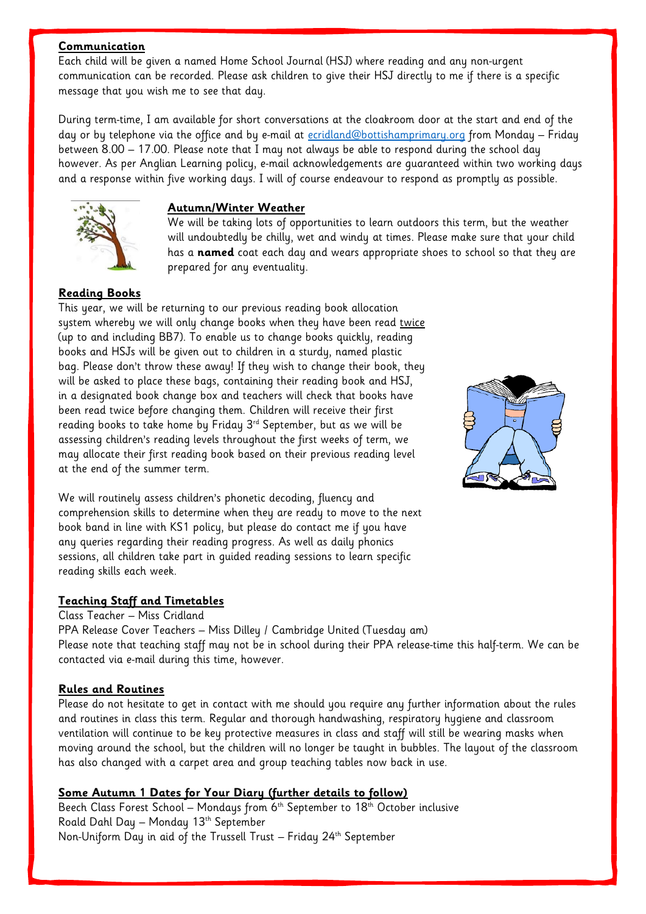## Communication

Each child will be given a named Home School Journal (HSJ) where reading and any non-urgent communication can be recorded. Please ask children to give their HSJ directly to me if there is a specific message that you wish me to see that day.

During term-time, I am available for short conversations at the cloakroom door at the start and end of the day or by telephone via the office and by e-mail at ecridland@bottishamprimary.org from Monday – Friday between 8.00 – 17.00. Please note that I may not always be able to respond during the school day however. As per Anglian Learning policy, e-mail acknowledgements are guaranteed within two working days and a response within five working days. I will of course endeavour to respond as promptly as possible.

## Autumn/Winter Weather

We will be taking lots of opportunities to learn outdoors this term, but the weather will undoubtedly be chilly, wet and windy at times. Please make sure that your child has a **named** coat each day and wears appropriate shoes to school so that they are prepared for any eventuality.

## Reading Books

This year, we will be returning to our previous reading book allocation system whereby we will only change books when they have been read twice (up to and including BB7). To enable us to change books quickly, reading books and HSJs will be given out to children in a sturdy, named plastic bag. Please don't throw these away! If they wish to change their book, they will be asked to place these bags, containing their reading book and HSJ, in a designated book change box and teachers will check that books have been read twice before changing them. Children will receive their first reading books to take home by Friday 3rd September, but as we will be assessing children's reading levels throughout the first weeks of term, we may allocate their first reading book based on their previous reading level at the end of the summer term.

We will routinely assess children's phonetic decoding, fluency and comprehension skills to determine when they are ready to move to the next book band in line with KS1 policy, but please do contact me if you have any queries regarding their reading progress. As well as daily phonics sessions, all children take part in guided reading sessions to learn specific reading skills each week.

## Teaching Staff and Timetables

Class Teacher – Miss Cridland

PPA Release Cover Teachers – Miss Dilley / Cambridge United (Tuesday am)

Please note that teaching staff may not be in school during their PPA release-time this half-term. We can be contacted via e-mail during this time, however.

## Rules and Routines

Please do not hesitate to get in contact with me should you require any further information about the rules and routines in class this term. Regular and thorough handwashing, respiratory hygiene and classroom ventilation will continue to be key protective measures in class and staff will still be wearing masks when moving around the school, but the children will no longer be taught in bubbles. The layout of the classroom has also changed with a carpet area and group teaching tables now back in use.

## Some Autumn 1 Dates for Your Diary (further details to follow)

Beech Class Forest School – Mondays from 6th September to 18th October inclusive

Roald Dahl Day – Monday 13th September

Non-Uniform Day in aid of the Trussell Trust – Friday 24th September